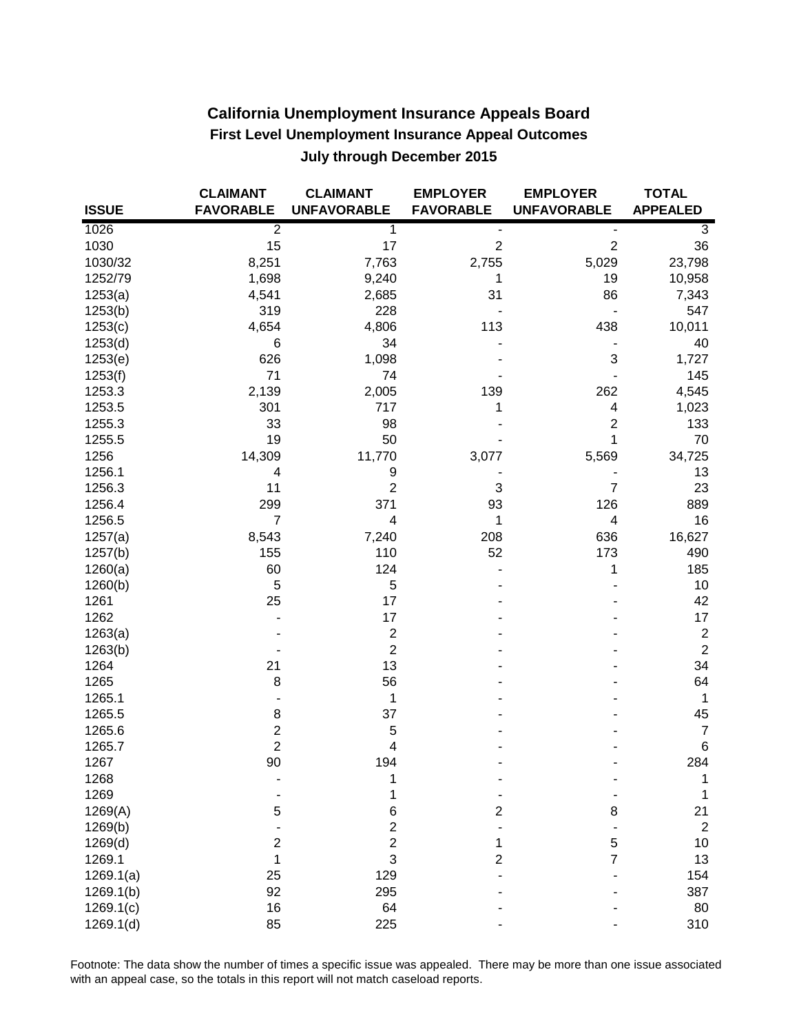# California Unemployment Insurance Appeals Board

## First Level Unemployment Insurance Appeal Outcomes

### July through December 2015

| ISSUE | CLAIMANT FAVORABLE | CLAIMANT UNFAVORABLE | EMPLOYER FAVORABLE | EMPLOYER UNFAVORABLE | TOTAL APPEALED |
|---|---|---|---|---|---|
| 1026 | 2 | 1 | - | - | 3 |
| 1030 | 15 | 17 | 2 | 2 | 36 |
| 1030/32 | 8,251 | 7,763 | 2,755 | 5,029 | 23,798 |
| 1252/79 | 1,698 | 9,240 | 1 | 19 | 10,958 |
| 1253(a) | 4,541 | 2,685 | 31 | 86 | 7,343 |
| 1253(b) | 319 | 228 | - | - | 547 |
| 1253(c) | 4,654 | 4,806 | 113 | 438 | 10,011 |
| 1253(d) | 6 | 34 | - | - | 40 |
| 1253(e) | 626 | 1,098 | - | 3 | 1,727 |
| 1253(f) | 71 | 74 | - | - | 145 |
| 1253.3 | 2,139 | 2,005 | 139 | 262 | 4,545 |
| 1253.5 | 301 | 717 | 1 | 4 | 1,023 |
| 1255.3 | 33 | 98 | - | 2 | 133 |
| 1255.5 | 19 | 50 | - | 1 | 70 |
| 1256 | 14,309 | 11,770 | 3,077 | 5,569 | 34,725 |
| 1256.1 | 4 | 9 | - | - | 13 |
| 1256.3 | 11 | 2 | 3 | 7 | 23 |
| 1256.4 | 299 | 371 | 93 | 126 | 889 |
| 1256.5 | 7 | 4 | 1 | 4 | 16 |
| 1257(a) | 8,543 | 7,240 | 208 | 636 | 16,627 |
| 1257(b) | 155 | 110 | 52 | 173 | 490 |
| 1260(a) | 60 | 124 | - | 1 | 185 |
| 1260(b) | 5 | 5 | - | - | 10 |
| 1261 | 25 | 17 | - | - | 42 |
| 1262 | - | 17 | - | - | 17 |
| 1263(a) | - | 2 | - | - | 2 |
| 1263(b) | - | 2 | - | - | 2 |
| 1264 | 21 | 13 | - | - | 34 |
| 1265 | 8 | 56 | - | - | 64 |
| 1265.1 | - | 1 | - | - | 1 |
| 1265.5 | 8 | 37 | - | - | 45 |
| 1265.6 | 2 | 5 | - | - | 7 |
| 1265.7 | 2 | 4 | - | - | 6 |
| 1267 | 90 | 194 | - | - | 284 |
| 1268 | - | 1 | - | - | 1 |
| 1269 | - | 1 | - | - | 1 |
| 1269(A) | 5 | 6 | 2 | 8 | 21 |
| 1269(b) | - | 2 | - | - | 2 |
| 1269(d) | 2 | 2 | 1 | 5 | 10 |
| 1269.1 | 1 | 3 | 2 | 7 | 13 |
| 1269.1(a) | 25 | 129 | - | - | 154 |
| 1269.1(b) | 92 | 295 | - | - | 387 |
| 1269.1(c) | 16 | 64 | - | - | 80 |
| 1269.1(d) | 85 | 225 | - | - | 310 |

Footnote: The data show the number of times a specific issue was appealed. There may be more than one issue associated with an appeal case, so the totals in this report will not match caseload reports.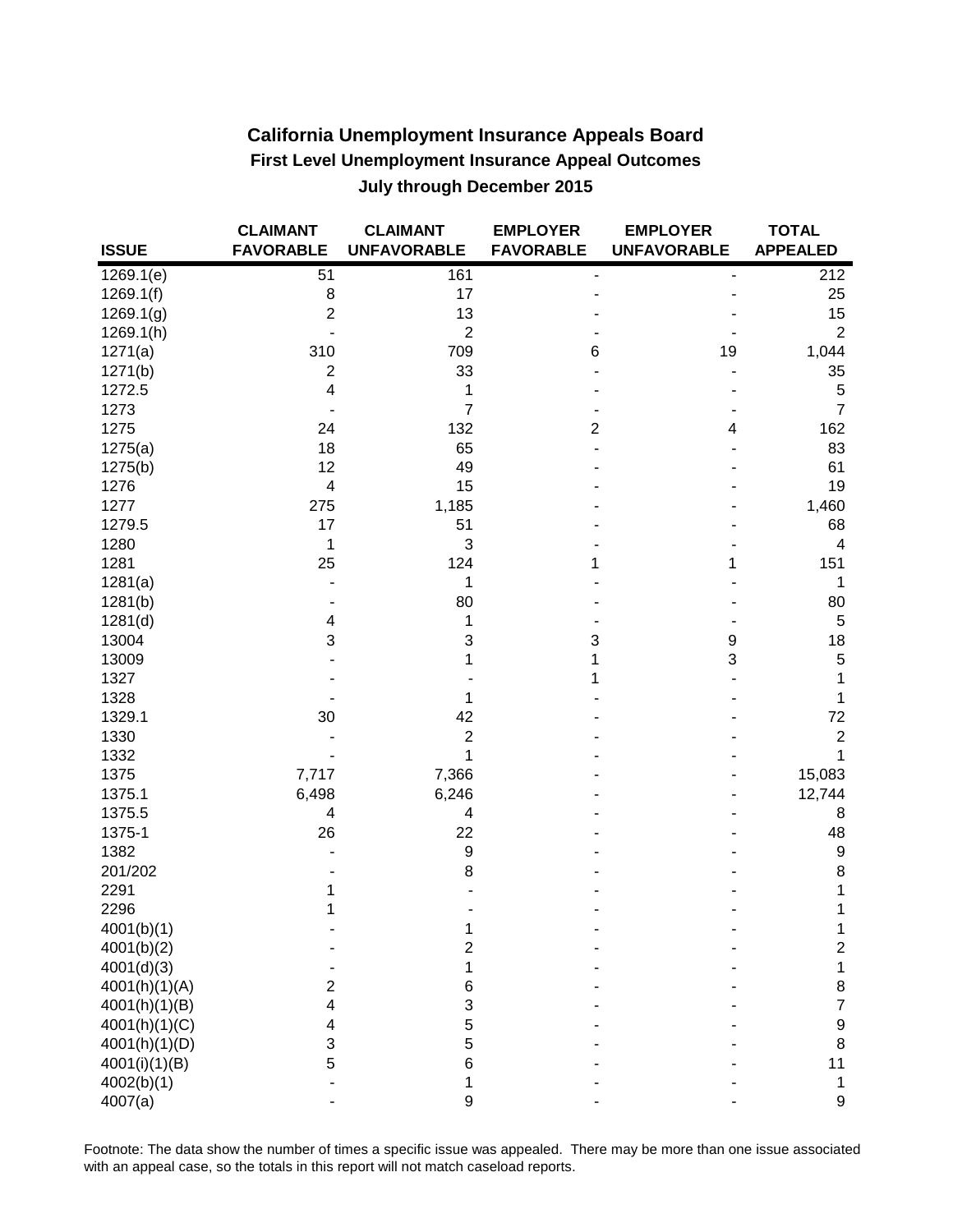## California Unemployment Insurance Appeals Board

### First Level Unemployment Insurance Appeal Outcomes

### July through December 2015

| ISSUE | CLAIMANT FAVORABLE | CLAIMANT UNFAVORABLE | EMPLOYER FAVORABLE | EMPLOYER UNFAVORABLE | TOTAL APPEALED |
|---|---|---|---|---|---|
| 1269.1(e) | 51 | 161 | - | - | 212 |
| 1269.1(f) | 8 | 17 | - | - | 25 |
| 1269.1(g) | 2 | 13 | - | - | 15 |
| 1269.1(h) | - | 2 | - | - | 2 |
| 1271(a) | 310 | 709 | 6 | 19 | 1,044 |
| 1271(b) | 2 | 33 | - | - | 35 |
| 1272.5 | 4 | 1 | - | - | 5 |
| 1273 | - | 7 | - | - | 7 |
| 1275 | 24 | 132 | 2 | 4 | 162 |
| 1275(a) | 18 | 65 | - | - | 83 |
| 1275(b) | 12 | 49 | - | - | 61 |
| 1276 | 4 | 15 | - | - | 19 |
| 1277 | 275 | 1,185 | - | - | 1,460 |
| 1279.5 | 17 | 51 | - | - | 68 |
| 1280 | 1 | 3 | - | - | 4 |
| 1281 | 25 | 124 | 1 | 1 | 151 |
| 1281(a) | - | 1 | - | - | 1 |
| 1281(b) | - | 80 | - | - | 80 |
| 1281(d) | 4 | 1 | - | - | 5 |
| 13004 | 3 | 3 | 3 | 9 | 18 |
| 13009 | - | 1 | 1 | 3 | 5 |
| 1327 | - | - | 1 | - | 1 |
| 1328 | - | 1 | - | - | 1 |
| 1329.1 | 30 | 42 | - | - | 72 |
| 1330 | - | 2 | - | - | 2 |
| 1332 | - | 1 | - | - | 1 |
| 1375 | 7,717 | 7,366 | - | - | 15,083 |
| 1375.1 | 6,498 | 6,246 | - | - | 12,744 |
| 1375.5 | 4 | 4 | - | - | 8 |
| 1375-1 | 26 | 22 | - | - | 48 |
| 1382 | - | 9 | - | - | 9 |
| 201/202 | - | 8 | - | - | 8 |
| 2291 | 1 | - | - | - | 1 |
| 2296 | 1 | - | - | - | 1 |
| 4001(b)(1) | - | 1 | - | - | 1 |
| 4001(b)(2) | - | 2 | - | - | 2 |
| 4001(d)(3) | - | 1 | - | - | 1 |
| 4001(h)(1)(A) | 2 | 6 | - | - | 8 |
| 4001(h)(1)(B) | 4 | 3 | - | - | 7 |
| 4001(h)(1)(C) | 4 | 5 | - | - | 9 |
| 4001(h)(1)(D) | 3 | 5 | - | - | 8 |
| 4001(i)(1)(B) | 5 | 6 | - | - | 11 |
| 4002(b)(1) | - | 1 | - | - | 1 |
| 4007(a) | - | 9 | - | - | 9 |

Footnote: The data show the number of times a specific issue was appealed. There may be more than one issue associated with an appeal case, so the totals in this report will not match caseload reports.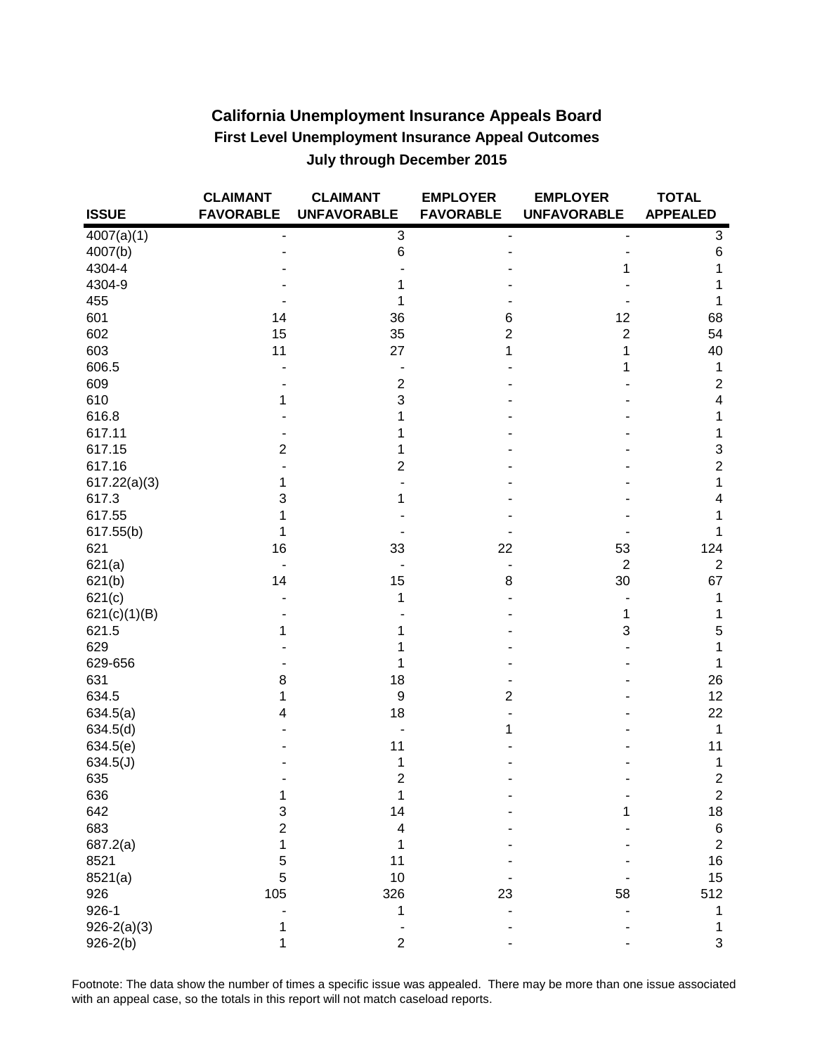# California Unemployment Insurance Appeals Board

## First Level Unemployment Insurance Appeal Outcomes

### July through December 2015

| ISSUE | CLAIMANT FAVORABLE | CLAIMANT UNFAVORABLE | EMPLOYER FAVORABLE | EMPLOYER UNFAVORABLE | TOTAL APPEALED |
|---|---|---|---|---|---|
| 4007(a)(1) | - | 3 | - | - | 3 |
| 4007(b) | - | 6 | - | - | 6 |
| 4304-4 | - | - | - | 1 | 1 |
| 4304-9 | - | 1 | - | - | 1 |
| 455 | - | 1 | - | - | 1 |
| 601 | 14 | 36 | 6 | 12 | 68 |
| 602 | 15 | 35 | 2 | 2 | 54 |
| 603 | 11 | 27 | 1 | 1 | 40 |
| 606.5 | - | - | - | 1 | 1 |
| 609 | - | 2 | - | - | 2 |
| 610 | 1 | 3 | - | - | 4 |
| 616.8 | - | 1 | - | - | 1 |
| 617.11 | - | 1 | - | - | 1 |
| 617.15 | 2 | 1 | - | - | 3 |
| 617.16 | - | 2 | - | - | 2 |
| 617.22(a)(3) | 1 | - | - | - | 1 |
| 617.3 | 3 | 1 | - | - | 4 |
| 617.55 | 1 | - | - | - | 1 |
| 617.55(b) | 1 | - | - | - | 1 |
| 621 | 16 | 33 | 22 | 53 | 124 |
| 621(a) | - | - | - | 2 | 2 |
| 621(b) | 14 | 15 | 8 | 30 | 67 |
| 621(c) | - | 1 | - | - | 1 |
| 621(c)(1)(B) | - | - | - | 1 | 1 |
| 621.5 | 1 | 1 | - | 3 | 5 |
| 629 | - | 1 | - | - | 1 |
| 629-656 | - | 1 | - | - | 1 |
| 631 | 8 | 18 | - | - | 26 |
| 634.5 | 1 | 9 | 2 | - | 12 |
| 634.5(a) | 4 | 18 | - | - | 22 |
| 634.5(d) | - | - | 1 | - | 1 |
| 634.5(e) | - | 11 | - | - | 11 |
| 634.5(J) | - | 1 | - | - | 1 |
| 635 | - | 2 | - | - | 2 |
| 636 | 1 | 1 | - | - | 2 |
| 642 | 3 | 14 | - | 1 | 18 |
| 683 | 2 | 4 | - | - | 6 |
| 687.2(a) | 1 | 1 | - | - | 2 |
| 8521 | 5 | 11 | - | - | 16 |
| 8521(a) | 5 | 10 | - | - | 15 |
| 926 | 105 | 326 | 23 | 58 | 512 |
| 926-1 | - | 1 | - | - | 1 |
| 926-2(a)(3) | 1 | - | - | - | 1 |
| 926-2(b) | 1 | 2 | - | - | 3 |

Footnote: The data show the number of times a specific issue was appealed. There may be more than one issue associated with an appeal case, so the totals in this report will not match caseload reports.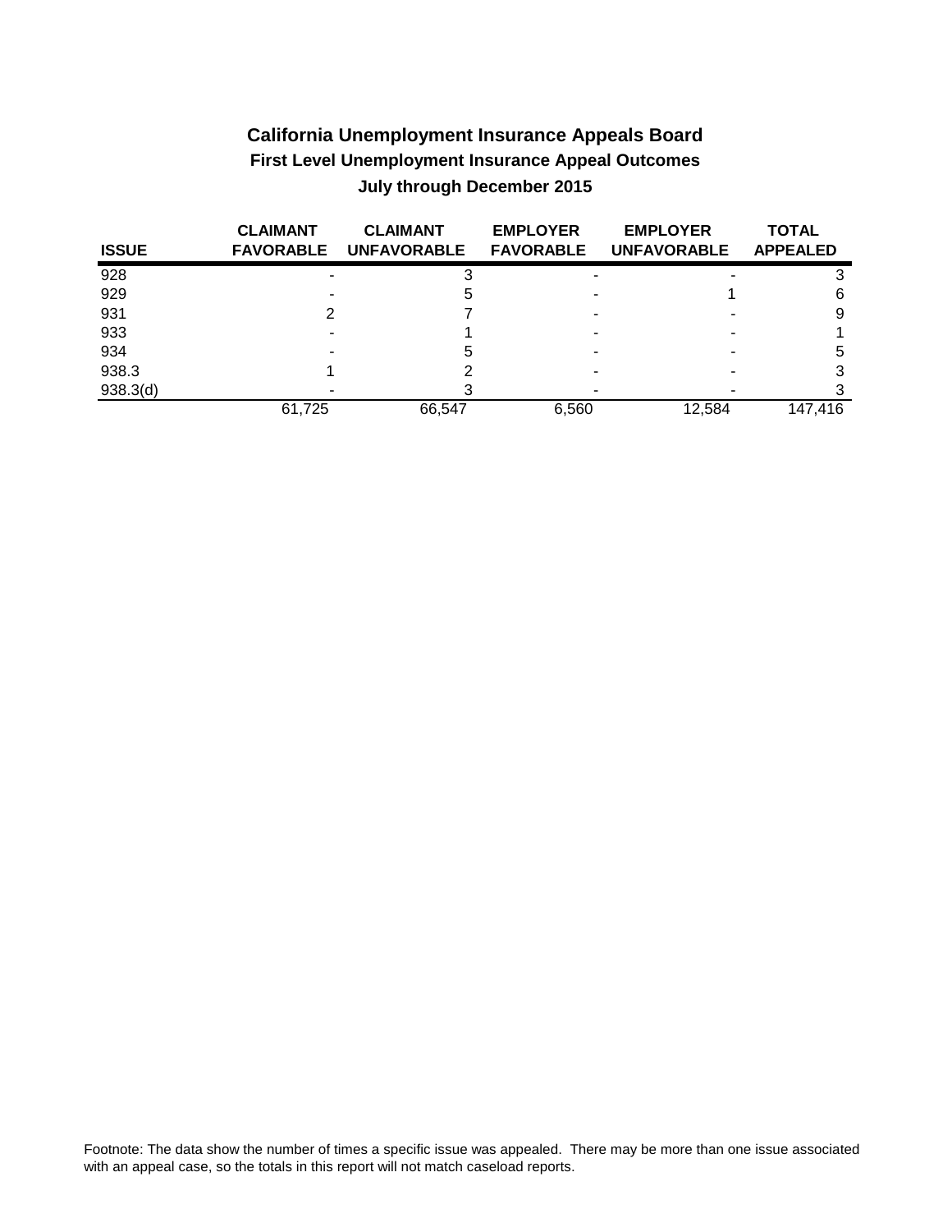# California Unemployment Insurance Appeals Board

## First Level Unemployment Insurance Appeal Outcomes

### July through December 2015

| ISSUE | CLAIMANT FAVORABLE | CLAIMANT UNFAVORABLE | EMPLOYER FAVORABLE | EMPLOYER UNFAVORABLE | TOTAL APPEALED |
|---|---|---|---|---|---|
| 928 | - | 3 | - | - | 3 |
| 929 | - | 5 | - | 1 | 6 |
| 931 | 2 | 7 | - | - | 9 |
| 933 | - | 1 | - | - | 1 |
| 934 | - | 5 | - | - | 5 |
| 938.3 | 1 | 2 | - | - | 3 |
| 938.3(d) | - | 3 | - | - | 3 |
| | 61,725 | 66,547 | 6,560 | 12,584 | 147,416 |

Footnote: The data show the number of times a specific issue was appealed. There may be more than one issue associated with an appeal case, so the totals in this report will not match caseload reports.